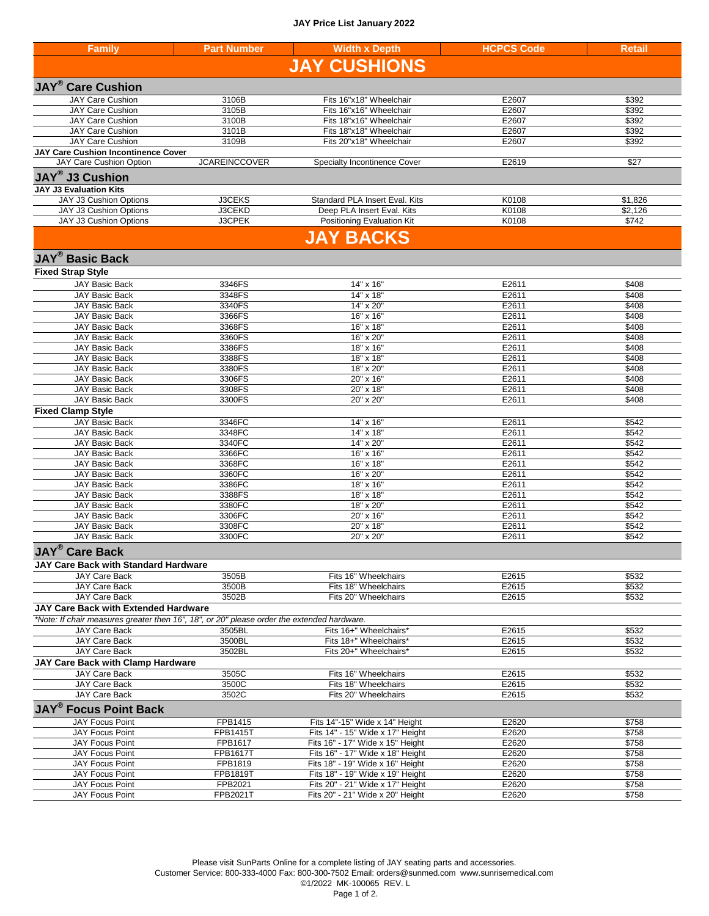# JAY Price List January 2022

| Family | Part Number | Width x Depth | HCPCS Code | Retail |
|---|---|---|---|---|
| **JAY CUSHIONS** | | | | |
| **JAY® Care Cushion** | | | | |
| JAY Care Cushion | 3106B | Fits 16"x18" Wheelchair | E2607 | $392 |
| JAY Care Cushion | 3105B | Fits 16"x16" Wheelchair | E2607 | $392 |
| JAY Care Cushion | 3100B | Fits 18"x16" Wheelchair | E2607 | $392 |
| JAY Care Cushion | 3101B | Fits 18"x18" Wheelchair | E2607 | $392 |
| JAY Care Cushion | 3109B | Fits 20"x18" Wheelchair | E2607 | $392 |
| **JAY Care Cushion Incontinence Cover** | | | | |
| JAY Care Cushion Option | JCAREINCCOVER | Specialty Incontinence Cover | E2619 | $27 |
| **JAY® J3 Cushion** | | | | |
| **JAY J3 Evaluation Kits** | | | | |
| JAY J3 Cushion Options | J3CEKS | Standard PLA Insert Eval. Kits | K0108 | $1,826 |
| JAY J3 Cushion Options | J3CEKD | Deep PLA Insert Eval. Kits | K0108 | $2,126 |
| JAY J3 Cushion Options | J3CPEK | Positioning Evaluation Kit | K0108 | $742 |
| **JAY BACKS** | | | | |
| **JAY® Basic Back** | | | | |
| **Fixed Strap Style** | | | | |
| JAY Basic Back | 3346FS | 14" x 16" | E2611 | $408 |
| JAY Basic Back | 3348FS | 14" x 18" | E2611 | $408 |
| JAY Basic Back | 3340FS | 14" x 20" | E2611 | $408 |
| JAY Basic Back | 3366FS | 16" x 16" | E2611 | $408 |
| JAY Basic Back | 3368FS | 16" x 18" | E2611 | $408 |
| JAY Basic Back | 3360FS | 16" x 20" | E2611 | $408 |
| JAY Basic Back | 3386FS | 18" x 16" | E2611 | $408 |
| JAY Basic Back | 3388FS | 18" x 18" | E2611 | $408 |
| JAY Basic Back | 3380FS | 18" x 20" | E2611 | $408 |
| JAY Basic Back | 3306FS | 20" x 16" | E2611 | $408 |
| JAY Basic Back | 3308FS | 20" x 18" | E2611 | $408 |
| JAY Basic Back | 3300FS | 20" x 20" | E2611 | $408 |
| **Fixed Clamp Style** | | | | |
| JAY Basic Back | 3346FC | 14" x 16" | E2611 | $542 |
| JAY Basic Back | 3348FC | 14" x 18" | E2611 | $542 |
| JAY Basic Back | 3340FC | 14" x 20" | E2611 | $542 |
| JAY Basic Back | 3366FC | 16" x 16" | E2611 | $542 |
| JAY Basic Back | 3368FC | 16" x 18" | E2611 | $542 |
| JAY Basic Back | 3360FC | 16" x 20" | E2611 | $542 |
| JAY Basic Back | 3386FC | 18" x 16" | E2611 | $542 |
| JAY Basic Back | 3388FS | 18" x 18" | E2611 | $542 |
| JAY Basic Back | 3380FC | 18" x 20" | E2611 | $542 |
| JAY Basic Back | 3306FC | 20" x 16" | E2611 | $542 |
| JAY Basic Back | 3308FC | 20" x 18" | E2611 | $542 |
| JAY Basic Back | 3300FC | 20" x 20" | E2611 | $542 |
| **JAY® Care Back** | | | | |
| **JAY Care Back with Standard Hardware** | | | | |
| JAY Care Back | 3505B | Fits 16" Wheelchairs | E2615 | $532 |
| JAY Care Back | 3500B | Fits 18" Wheelchairs | E2615 | $532 |
| JAY Care Back | 3502B | Fits 20" Wheelchairs | E2615 | $532 |
| **JAY Care Back with Extended Hardware** | | | | |
| *\*Note: If chair measures greater then 16", 18", or 20" please order the extended hardware.* | | | | |
| JAY Care Back | 3505BL | Fits 16+" Wheelchairs* | E2615 | $532 |
| JAY Care Back | 3500BL | Fits 18+" Wheelchairs* | E2615 | $532 |
| JAY Care Back | 3502BL | Fits 20+" Wheelchairs* | E2615 | $532 |
| **JAY Care Back with Clamp Hardware** | | | | |
| JAY Care Back | 3505C | Fits 16" Wheelchairs | E2615 | $532 |
| JAY Care Back | 3500C | Fits 18" Wheelchairs | E2615 | $532 |
| JAY Care Back | 3502C | Fits 20" Wheelchairs | E2615 | $532 |
| **JAY® Focus Point Back** | | | | |
| JAY Focus Point | FPB1415 | Fits 14"-15" Wide x 14" Height | E2620 | $758 |
| JAY Focus Point | FPB1415T | Fits 14" - 15" Wide x 17" Height | E2620 | $758 |
| JAY Focus Point | FPB1617 | Fits 16" - 17" Wide x 15" Height | E2620 | $758 |
| JAY Focus Point | FPB1617T | Fits 16" - 17" Wide x 18" Height | E2620 | $758 |
| JAY Focus Point | FPB1819 | Fits 18" - 19" Wide x 16" Height | E2620 | $758 |
| JAY Focus Point | FPB1819T | Fits 18" - 19" Wide x 19" Height | E2620 | $758 |
| JAY Focus Point | FPB2021 | Fits 20" - 21" Wide x 17" Height | E2620 | $758 |
| JAY Focus Point | FPB2021T | Fits 20" - 21" Wide x 20" Height | E2620 | $758 |

Please visit SunParts Online for a complete listing of JAY seating parts and accessories.
Customer Service: 800-333-4000 Fax: 800-300-7502 Email: orders@sunmed.com www.sunrisemedical.com
©1/2022 MK-100065 REV. L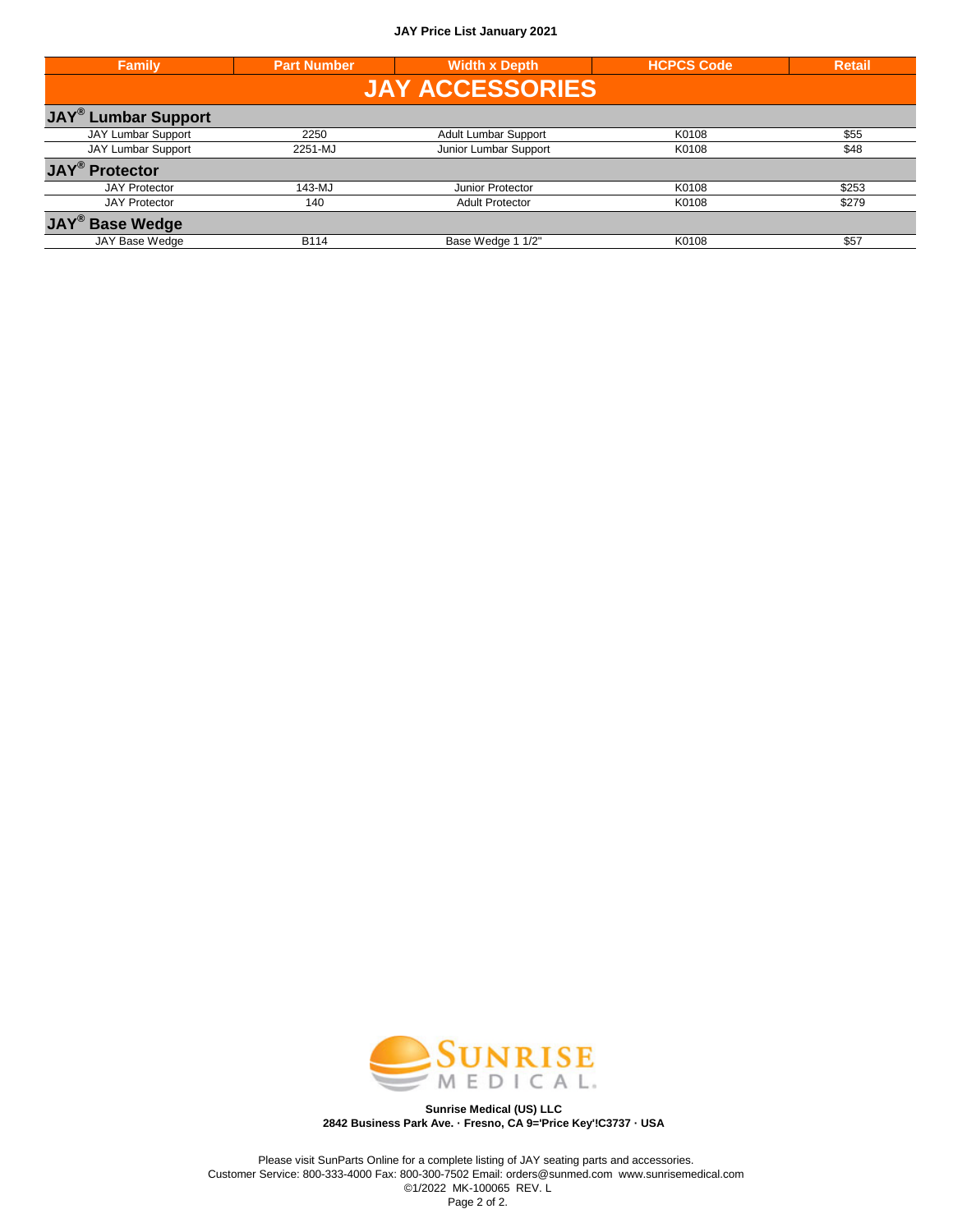JAY Price List January 2021

| Family | Part Number | Width x Depth | HCPCS Code | Retail |
|---|---|---|---|---|
| **JAY ACCESSORIES** | | | | |
| **JAY® Lumbar Support** | | | | |
| JAY Lumbar Support | 2250 | Adult Lumbar Support | K0108 | $55 |
| JAY Lumbar Support | 2251-MJ | Junior Lumbar Support | K0108 | $48 |
| **JAY® Protector** | | | | |
| JAY Protector | 143-MJ | Junior Protector | K0108 | $253 |
| JAY Protector | 140 | Adult Protector | K0108 | $279 |
| **JAY® Base Wedge** | | | | |
| JAY Base Wedge | B114 | Base Wedge 1 1/2" | K0108 | $57 |

SUNRISE MEDICAL.

**Sunrise Medical (US) LLC**
**2842 Business Park Ave. · Fresno, CA 9='Price Key'!C3737 · USA**

Please visit SunParts Online for a complete listing of JAY seating parts and accessories.
Customer Service: 800-333-4000 Fax: 800-300-7502 Email: orders@sunmed.com www.sunrisemedical.com
©1/2022 MK-100065 REV. L